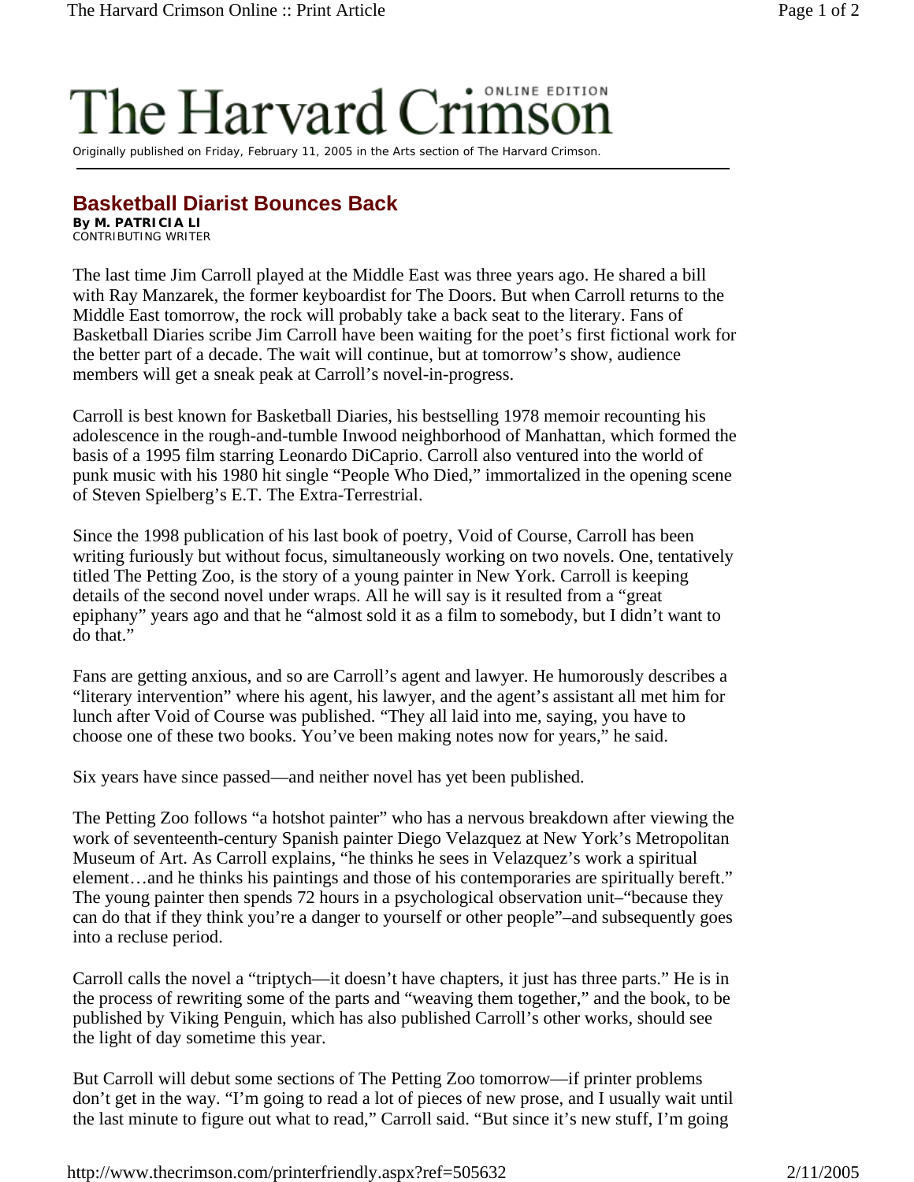# The Harvard Crimson

ONLINE EDITION

Originally published on Friday, February 11, 2005 in the Arts section of The Harvard Crimson.

## Basketball Diarist Bounces Back

**By M. PATRICIA LI**
CONTRIBUTING WRITER

The last time Jim Carroll played at the Middle East was three years ago. He shared a bill with Ray Manzarek, the former keyboardist for The Doors. But when Carroll returns to the Middle East tomorrow, the rock will probably take a back seat to the literary. Fans of Basketball Diaries scribe Jim Carroll have been waiting for the poet's first fictional work for the better part of a decade. The wait will continue, but at tomorrow's show, audience members will get a sneak peak at Carroll's novel-in-progress.

Carroll is best known for Basketball Diaries, his bestselling 1978 memoir recounting his adolescence in the rough-and-tumble Inwood neighborhood of Manhattan, which formed the basis of a 1995 film starring Leonardo DiCaprio. Carroll also ventured into the world of punk music with his 1980 hit single "People Who Died," immortalized in the opening scene of Steven Spielberg's E.T. The Extra-Terrestrial.

Since the 1998 publication of his last book of poetry, Void of Course, Carroll has been writing furiously but without focus, simultaneously working on two novels. One, tentatively titled The Petting Zoo, is the story of a young painter in New York. Carroll is keeping details of the second novel under wraps. All he will say is it resulted from a "great epiphany" years ago and that he "almost sold it as a film to somebody, but I didn't want to do that."

Fans are getting anxious, and so are Carroll's agent and lawyer. He humorously describes a "literary intervention" where his agent, his lawyer, and the agent's assistant all met him for lunch after Void of Course was published. "They all laid into me, saying, you have to choose one of these two books. You've been making notes now for years," he said.

Six years have since passed—and neither novel has yet been published.

The Petting Zoo follows "a hotshot painter" who has a nervous breakdown after viewing the work of seventeenth-century Spanish painter Diego Velazquez at New York's Metropolitan Museum of Art. As Carroll explains, "he thinks he sees in Velazquez's work a spiritual element…and he thinks his paintings and those of his contemporaries are spiritually bereft." The young painter then spends 72 hours in a psychological observation unit–"because they can do that if they think you're a danger to yourself or other people"–and subsequently goes into a recluse period.

Carroll calls the novel a "triptych—it doesn't have chapters, it just has three parts." He is in the process of rewriting some of the parts and "weaving them together," and the book, to be published by Viking Penguin, which has also published Carroll's other works, should see the light of day sometime this year.

But Carroll will debut some sections of The Petting Zoo tomorrow—if printer problems don't get in the way. "I'm going to read a lot of pieces of new prose, and I usually wait until the last minute to figure out what to read," Carroll said. "But since it's new stuff, I'm going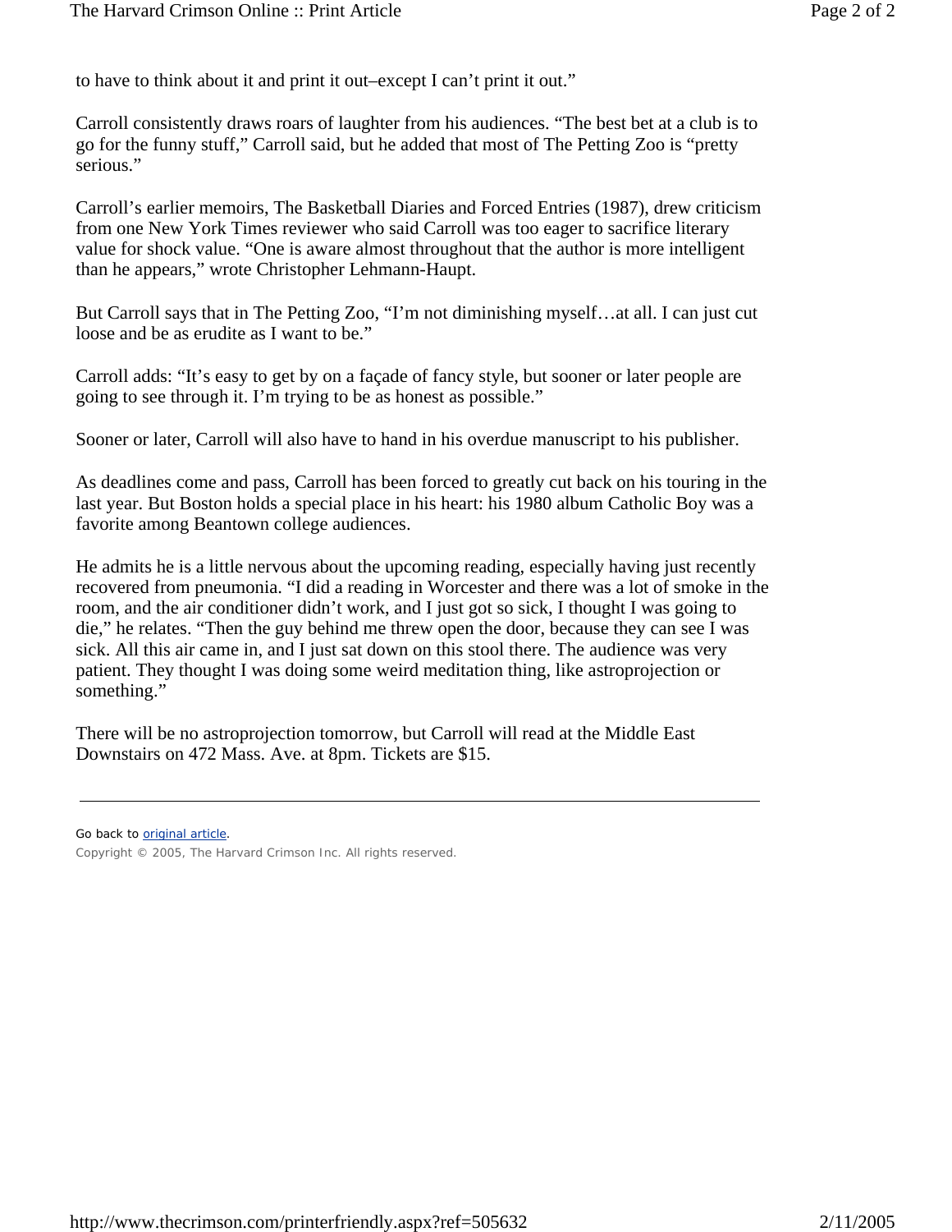to have to think about it and print it out–except I can't print it out."

Carroll consistently draws roars of laughter from his audiences. "The best bet at a club is to go for the funny stuff," Carroll said, but he added that most of The Petting Zoo is "pretty serious."

Carroll's earlier memoirs, The Basketball Diaries and Forced Entries (1987), drew criticism from one New York Times reviewer who said Carroll was too eager to sacrifice literary value for shock value. "One is aware almost throughout that the author is more intelligent than he appears," wrote Christopher Lehmann-Haupt.

But Carroll says that in The Petting Zoo, "I'm not diminishing myself…at all. I can just cut loose and be as erudite as I want to be."

Carroll adds: "It's easy to get by on a façade of fancy style, but sooner or later people are going to see through it. I'm trying to be as honest as possible."

Sooner or later, Carroll will also have to hand in his overdue manuscript to his publisher.

As deadlines come and pass, Carroll has been forced to greatly cut back on his touring in the last year. But Boston holds a special place in his heart: his 1980 album Catholic Boy was a favorite among Beantown college audiences.

He admits he is a little nervous about the upcoming reading, especially having just recently recovered from pneumonia. "I did a reading in Worcester and there was a lot of smoke in the room, and the air conditioner didn't work, and I just got so sick, I thought I was going to die," he relates. "Then the guy behind me threw open the door, because they can see I was sick. All this air came in, and I just sat down on this stool there. The audience was very patient. They thought I was doing some weird meditation thing, like astroprojection or something."

There will be no astroprojection tomorrow, but Carroll will read at the Middle East Downstairs on 472 Mass. Ave. at 8pm. Tickets are $15.

---

Go back to original article.

Copyright © 2005, The Harvard Crimson Inc. All rights reserved.